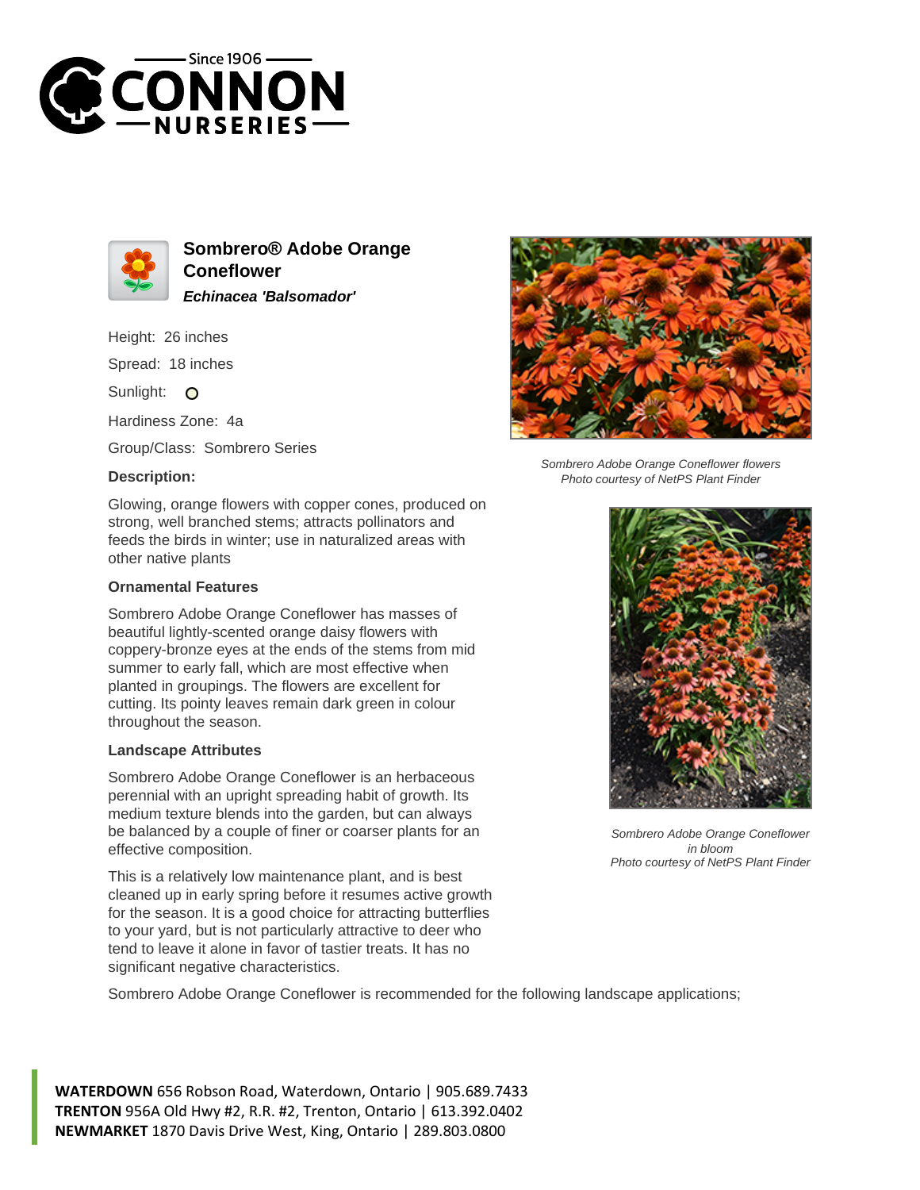# Sombrero® Adobe Orange Coneflower

***Echinacea 'Balsomador'***

Height: 26 inches

Spread: 18 inches

Sunlight: O

Hardiness Zone: 4a

Group/Class: Sombrero Series

**Description:**

Glowing, orange flowers with copper cones, produced on strong, well branched stems; attracts pollinators and feeds the birds in winter; use in naturalized areas with other native plants

**Ornamental Features**

Sombrero Adobe Orange Coneflower has masses of beautiful lightly-scented orange daisy flowers with coppery-bronze eyes at the ends of the stems from mid summer to early fall, which are most effective when planted in groupings. The flowers are excellent for cutting. Its pointy leaves remain dark green in colour throughout the season.

**Landscape Attributes**

Sombrero Adobe Orange Coneflower is an herbaceous perennial with an upright spreading habit of growth. Its medium texture blends into the garden, but can always be balanced by a couple of finer or coarser plants for an effective composition.

This is a relatively low maintenance plant, and is best cleaned up in early spring before it resumes active growth for the season. It is a good choice for attracting butterflies to your yard, but is not particularly attractive to deer who tend to leave it alone in favor of tastier treats. It has no significant negative characteristics.

*Sombrero Adobe Orange Coneflower flowers*
*Photo courtesy of NetPS Plant Finder*

*Sombrero Adobe Orange Coneflower in bloom*
*Photo courtesy of NetPS Plant Finder*

Sombrero Adobe Orange Coneflower is recommended for the following landscape applications;

**WATERDOWN** 656 Robson Road, Waterdown, Ontario | 905.689.7433
**TRENTON** 956A Old Hwy #2, R.R. #2, Trenton, Ontario | 613.392.0402
**NEWMARKET** 1870 Davis Drive West, King, Ontario | 289.803.0800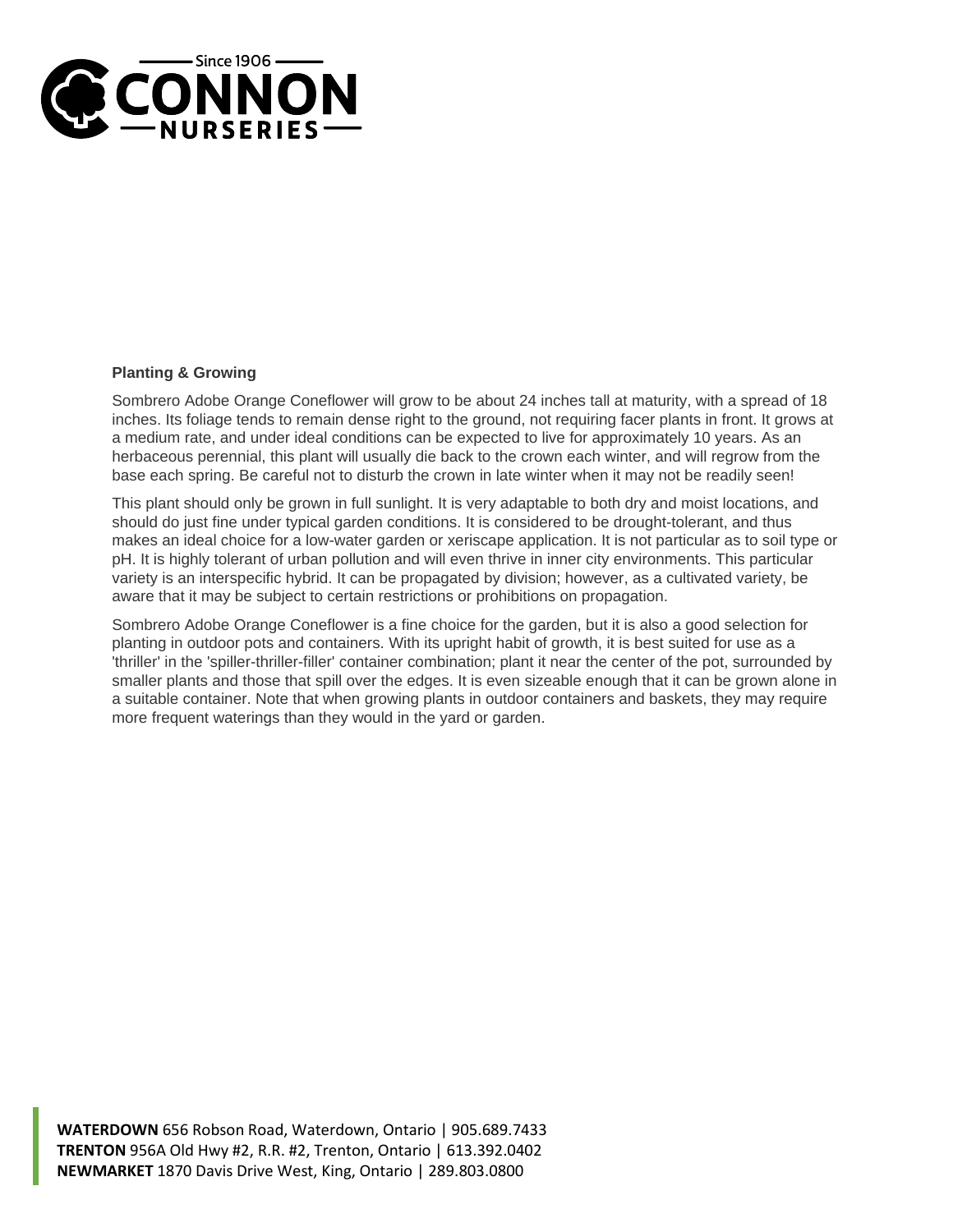### Planting & Growing

Sombrero Adobe Orange Coneflower will grow to be about 24 inches tall at maturity, with a spread of 18 inches. Its foliage tends to remain dense right to the ground, not requiring facer plants in front. It grows at a medium rate, and under ideal conditions can be expected to live for approximately 10 years. As an herbaceous perennial, this plant will usually die back to the crown each winter, and will regrow from the base each spring. Be careful not to disturb the crown in late winter when it may not be readily seen!

This plant should only be grown in full sunlight. It is very adaptable to both dry and moist locations, and should do just fine under typical garden conditions. It is considered to be drought-tolerant, and thus makes an ideal choice for a low-water garden or xeriscape application. It is not particular as to soil type or pH. It is highly tolerant of urban pollution and will even thrive in inner city environments. This particular variety is an interspecific hybrid. It can be propagated by division; however, as a cultivated variety, be aware that it may be subject to certain restrictions or prohibitions on propagation.

Sombrero Adobe Orange Coneflower is a fine choice for the garden, but it is also a good selection for planting in outdoor pots and containers. With its upright habit of growth, it is best suited for use as a 'thriller' in the 'spiller-thriller-filler' container combination; plant it near the center of the pot, surrounded by smaller plants and those that spill over the edges. It is even sizeable enough that it can be grown alone in a suitable container. Note that when growing plants in outdoor containers and baskets, they may require more frequent waterings than they would in the yard or garden.